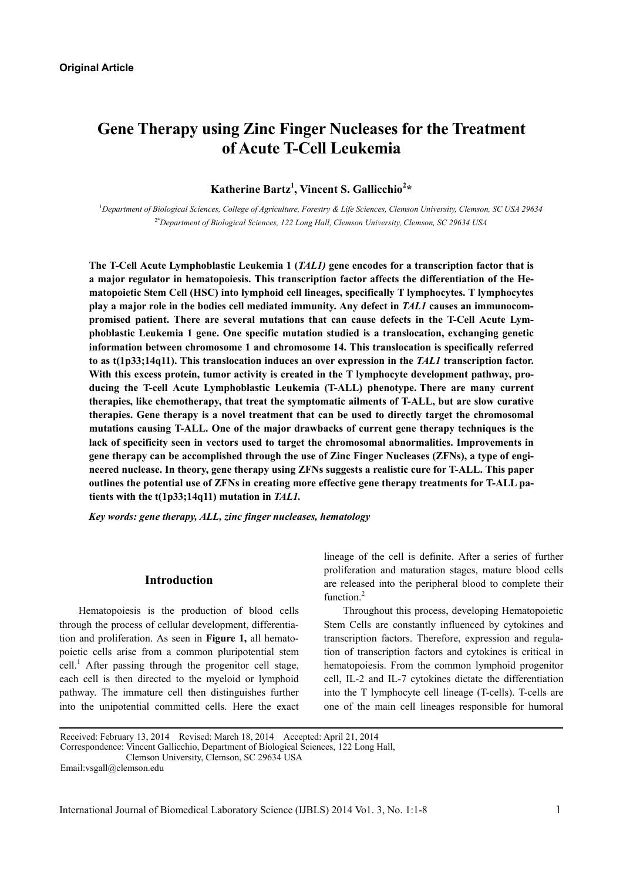**Original Article**

# Gene Therapy using Zinc Finger Nucleases for the Treatment of Acute T-Cell Leukemia

**Katherine Bartz[1], Vincent S. Gallicchio[2]***

[1]*Department of Biological Sciences, College of Agriculture, Forestry & Life Sciences, Clemson University, Clemson, SC USA 29634*
[2*]*Department of Biological Sciences, 122 Long Hall, Clemson University, Clemson, SC 29634 USA*

**The T-Cell Acute Lymphoblastic Leukemia 1 (*TAL1)* gene encodes for a transcription factor that is a major regulator in hematopoiesis. This transcription factor affects the differentiation of the Hematopoietic Stem Cell (HSC) into lymphoid cell lineages, specifically T lymphocytes. T lymphocytes play a major role in the bodies cell mediated immunity. Any defect in *TAL1* causes an immunocompromised patient. There are several mutations that can cause defects in the T-Cell Acute Lymphoblastic Leukemia 1 gene. One specific mutation studied is a translocation, exchanging genetic information between chromosome 1 and chromosome 14. This translocation is specifically referred to as t(1p33;14q11). This translocation induces an over expression in the *TAL1* transcription factor. With this excess protein, tumor activity is created in the T lymphocyte development pathway, producing the T-cell Acute Lymphoblastic Leukemia (T-ALL) phenotype. There are many current therapies, like chemotherapy, that treat the symptomatic ailments of T-ALL, but are slow curative therapies. Gene therapy is a novel treatment that can be used to directly target the chromosomal mutations causing T-ALL. One of the major drawbacks of current gene therapy techniques is the lack of specificity seen in vectors used to target the chromosomal abnormalities. Improvements in gene therapy can be accomplished through the use of Zinc Finger Nucleases (ZFNs), a type of engineered nuclease. In theory, gene therapy using ZFNs suggests a realistic cure for T-ALL. This paper outlines the potential use of ZFNs in creating more effective gene therapy treatments for T-ALL patients with the t(1p33;14q11) mutation in *TAL1*.**

***Key words: gene therapy, ALL, zinc finger nucleases, hematology***

## Introduction

Hematopoiesis is the production of blood cells through the process of cellular development, differentiation and proliferation. As seen in **Figure 1,** all hematopoietic cells arise from a common pluripotential stem cell.[1] After passing through the progenitor cell stage, each cell is then directed to the myeloid or lymphoid pathway. The immature cell then distinguishes further into the unipotential committed cells. Here the exact lineage of the cell is definite. After a series of further proliferation and maturation stages, mature blood cells are released into the peripheral blood to complete their function.[2]

Throughout this process, developing Hematopoietic Stem Cells are constantly influenced by cytokines and transcription factors. Therefore, expression and regulation of transcription factors and cytokines is critical in hematopoiesis. From the common lymphoid progenitor cell, IL-2 and IL-7 cytokines dictate the differentiation into the T lymphocyte cell lineage (T-cells). T-cells are one of the main cell lineages responsible for humoral

Received: February 13, 2014 Revised: March 18, 2014 Accepted: April 21, 2014
Correspondence: Vincent Gallicchio, Department of Biological Sciences, 122 Long Hall, Clemson University, Clemson, SC 29634 USA
Email:vsgall@clemson.edu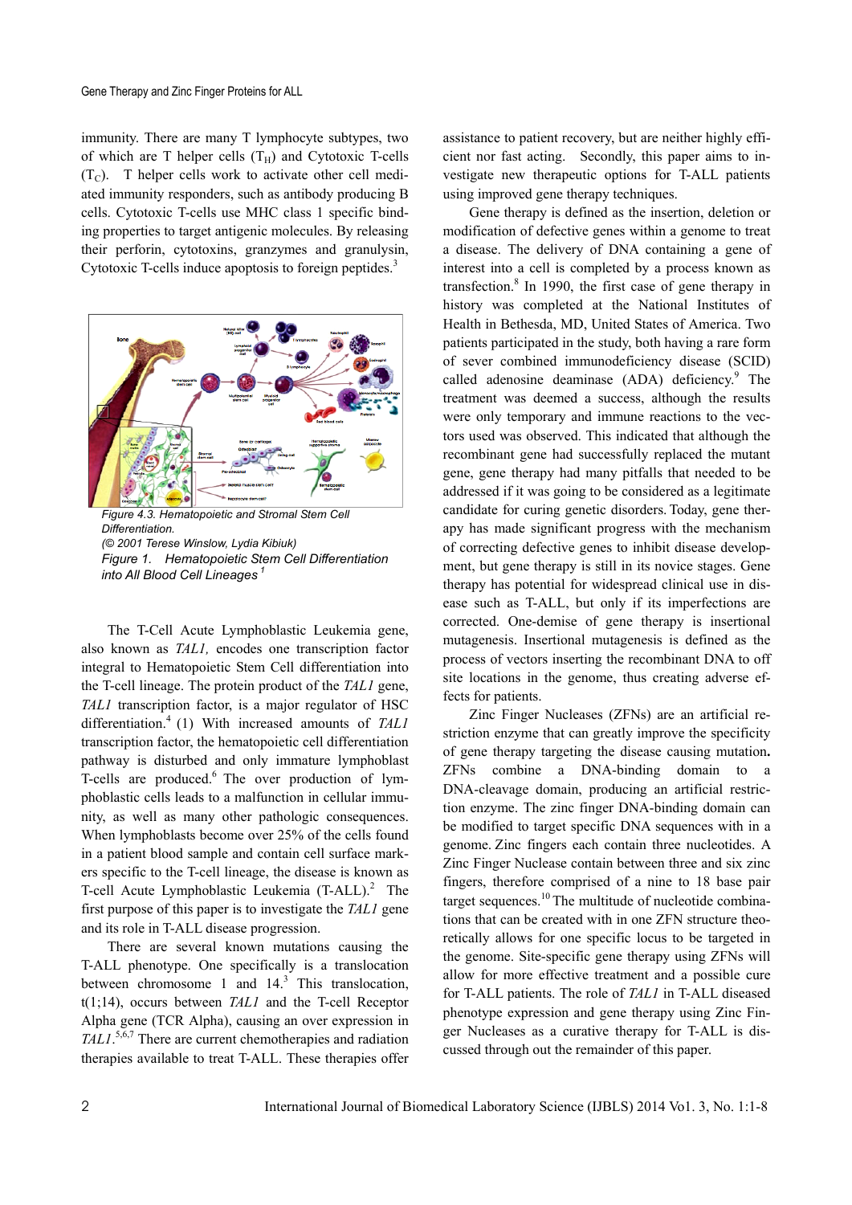immunity. There are many T lymphocyte subtypes, two of which are T helper cells ($T_H$) and Cytotoxic T-cells ($T_C$). T helper cells work to activate other cell mediated immunity responders, such as antibody producing B cells. Cytotoxic T-cells use MHC class 1 specific binding properties to target antigenic molecules. By releasing their perforin, cytotoxins, granzymes and granulysin, Cytotoxic T-cells induce apoptosis to foreign peptides.[3]

*Figure 4.3. Hematopoietic and Stromal Stem Cell Differentiation.*
*(© 2001 Terese Winslow, Lydia Kibiuk)*
*Figure 1. Hematopoietic Stem Cell Differentiation into All Blood Cell Lineages*[1]

The T-Cell Acute Lymphoblastic Leukemia gene, also known as *TAL1,* encodes one transcription factor integral to Hematopoietic Stem Cell differentiation into the T-cell lineage. The protein product of the *TAL1* gene, *TAL1* transcription factor, is a major regulator of HSC differentiation.[4] (1) With increased amounts of *TAL1* transcription factor, the hematopoietic cell differentiation pathway is disturbed and only immature lymphoblast T-cells are produced.[6] The over production of lymphoblastic cells leads to a malfunction in cellular immunity, as well as many other pathologic consequences. When lymphoblasts become over 25% of the cells found in a patient blood sample and contain cell surface markers specific to the T-cell lineage, the disease is known as T-cell Acute Lymphoblastic Leukemia (T-ALL).[2] The first purpose of this paper is to investigate the *TAL1* gene and its role in T-ALL disease progression.

There are several known mutations causing the T-ALL phenotype. One specifically is a translocation between chromosome 1 and 14.[3] This translocation, t(1;14), occurs between *TAL1* and the T-cell Receptor Alpha gene (TCR Alpha), causing an over expression in *TAL1*.[5,6,7] There are current chemotherapies and radiation therapies available to treat T-ALL. These therapies offer assistance to patient recovery, but are neither highly efficient nor fast acting. Secondly, this paper aims to investigate new therapeutic options for T-ALL patients using improved gene therapy techniques.

Gene therapy is defined as the insertion, deletion or modification of defective genes within a genome to treat a disease. The delivery of DNA containing a gene of interest into a cell is completed by a process known as transfection.[8] In 1990, the first case of gene therapy in history was completed at the National Institutes of Health in Bethesda, MD, United States of America. Two patients participated in the study, both having a rare form of sever combined immunodeficiency disease (SCID) called adenosine deaminase (ADA) deficiency.[9] The treatment was deemed a success, although the results were only temporary and immune reactions to the vectors used was observed. This indicated that although the recombinant gene had successfully replaced the mutant gene, gene therapy had many pitfalls that needed to be addressed if it was going to be considered as a legitimate candidate for curing genetic disorders. Today, gene therapy has made significant progress with the mechanism of correcting defective genes to inhibit disease development, but gene therapy is still in its novice stages. Gene therapy has potential for widespread clinical use in disease such as T-ALL, but only if its imperfections are corrected. One-demise of gene therapy is insertional mutagenesis. Insertional mutagenesis is defined as the process of vectors inserting the recombinant DNA to off site locations in the genome, thus creating adverse effects for patients.

Zinc Finger Nucleases (ZFNs) are an artificial restriction enzyme that can greatly improve the specificity of gene therapy targeting the disease causing mutation**.** ZFNs combine a DNA-binding domain to a DNA-cleavage domain, producing an artificial restriction enzyme. The zinc finger DNA-binding domain can be modified to target specific DNA sequences with in a genome. Zinc fingers each contain three nucleotides. A Zinc Finger Nuclease contain between three and six zinc fingers, therefore comprised of a nine to 18 base pair target sequences.[10] The multitude of nucleotide combinations that can be created with in one ZFN structure theoretically allows for one specific locus to be targeted in the genome. Site-specific gene therapy using ZFNs will allow for more effective treatment and a possible cure for T-ALL patients. The role of *TAL1* in T-ALL diseased phenotype expression and gene therapy using Zinc Finger Nucleases as a curative therapy for T-ALL is discussed through out the remainder of this paper.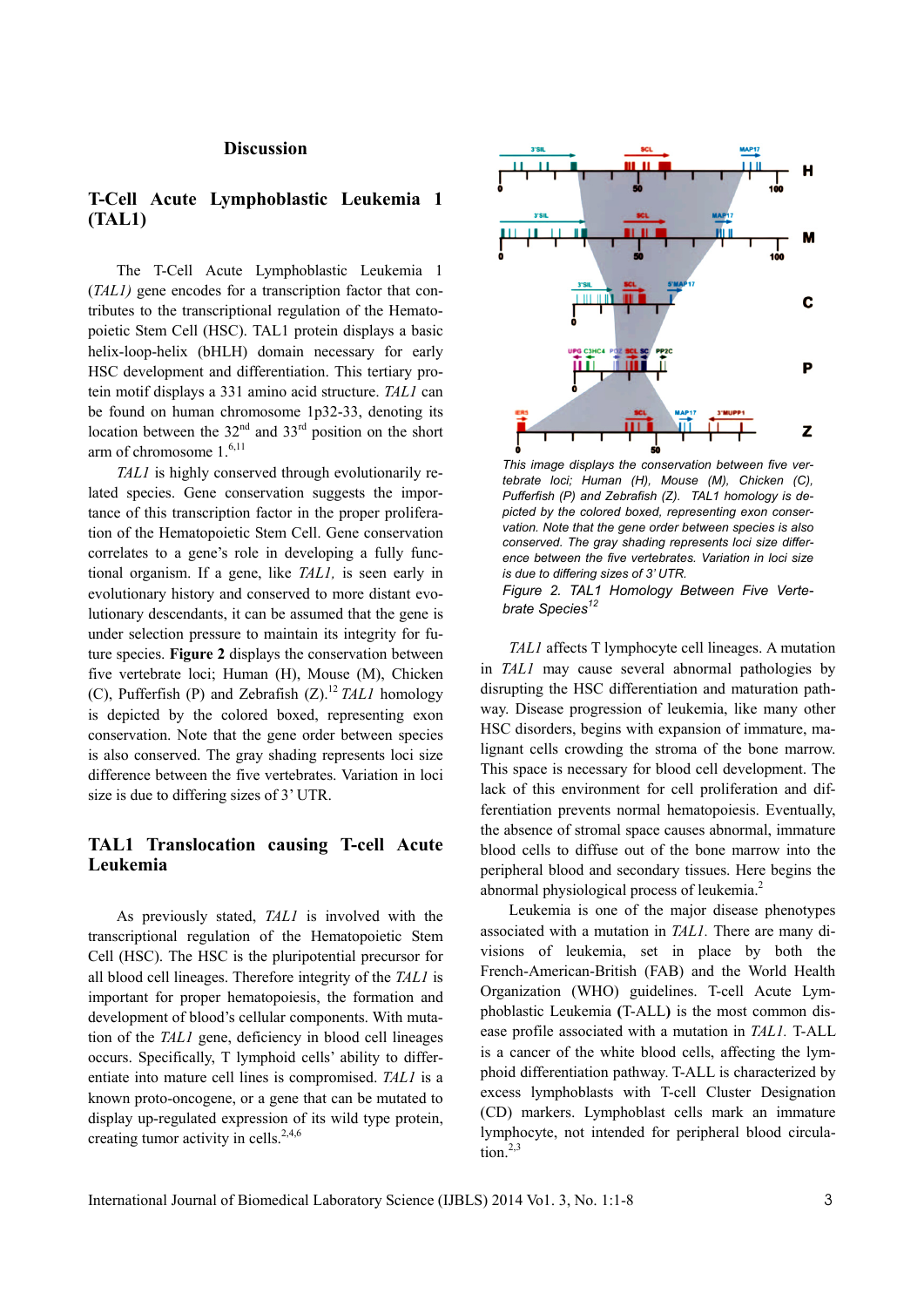## Discussion

### T-Cell Acute Lymphoblastic Leukemia 1 (TAL1)

The T-Cell Acute Lymphoblastic Leukemia 1 (*TAL1)* gene encodes for a transcription factor that contributes to the transcriptional regulation of the Hematopoietic Stem Cell (HSC). TAL1 protein displays a basic helix-loop-helix (bHLH) domain necessary for early HSC development and differentiation. This tertiary protein motif displays a 331 amino acid structure. *TAL1* can be found on human chromosome 1p32-33, denoting its location between the 32nd and 33rd position on the short arm of chromosome 1.[6,11]

*TAL1* is highly conserved through evolutionarily related species. Gene conservation suggests the importance of this transcription factor in the proper proliferation of the Hematopoietic Stem Cell. Gene conservation correlates to a gene's role in developing a fully functional organism. If a gene, like *TAL1,* is seen early in evolutionary history and conserved to more distant evolutionary descendants, it can be assumed that the gene is under selection pressure to maintain its integrity for future species. **Figure 2** displays the conservation between five vertebrate loci; Human (H), Mouse (M), Chicken (C), Pufferfish (P) and Zebrafish (Z).[12] *TAL1* homology is depicted by the colored boxed, representing exon conservation. Note that the gene order between species is also conserved. The gray shading represents loci size difference between the five vertebrates. Variation in loci size is due to differing sizes of 3' UTR.

*This image displays the conservation between five vertebrate loci; Human (H), Mouse (M), Chicken (C), Pufferfish (P) and Zebrafish (Z). TAL1 homology is depicted by the colored boxed, representing exon conservation. Note that the gene order between species is also conserved. The gray shading represents loci size difference between the five vertebrates. Variation in loci size is due to differing sizes of 3' UTR.*

*Figure 2. TAL1 Homology Between Five Vertebrate Species*[12]

### TAL1 Translocation causing T-cell Acute Leukemia

As previously stated, *TAL1* is involved with the transcriptional regulation of the Hematopoietic Stem Cell (HSC). The HSC is the pluripotential precursor for all blood cell lineages. Therefore integrity of the *TAL1* is important for proper hematopoiesis, the formation and development of blood's cellular components. With mutation of the *TAL1* gene, deficiency in blood cell lineages occurs. Specifically, T lymphoid cells' ability to differentiate into mature cell lines is compromised. *TAL1* is a known proto-oncogene, or a gene that can be mutated to display up-regulated expression of its wild type protein, creating tumor activity in cells.[2,4,6]

*TAL1* affects T lymphocyte cell lineages. A mutation in *TAL1* may cause several abnormal pathologies by disrupting the HSC differentiation and maturation pathway. Disease progression of leukemia, like many other HSC disorders, begins with expansion of immature, malignant cells crowding the stroma of the bone marrow. This space is necessary for blood cell development. The lack of this environment for cell proliferation and differentiation prevents normal hematopoiesis. Eventually, the absence of stromal space causes abnormal, immature blood cells to diffuse out of the bone marrow into the peripheral blood and secondary tissues. Here begins the abnormal physiological process of leukemia.[2]

Leukemia is one of the major disease phenotypes associated with a mutation in *TAL1*. There are many divisions of leukemia, set in place by both the French-American-British (FAB) and the World Health Organization (WHO) guidelines. T-cell Acute Lymphoblastic Leukemia **(**T-ALL**)** is the most common disease profile associated with a mutation in *TAL1.* T-ALL is a cancer of the white blood cells, affecting the lymphoid differentiation pathway. T-ALL is characterized by excess lymphoblasts with T-cell Cluster Designation (CD) markers. Lymphoblast cells mark an immature lymphocyte, not intended for peripheral blood circulation.[2,3]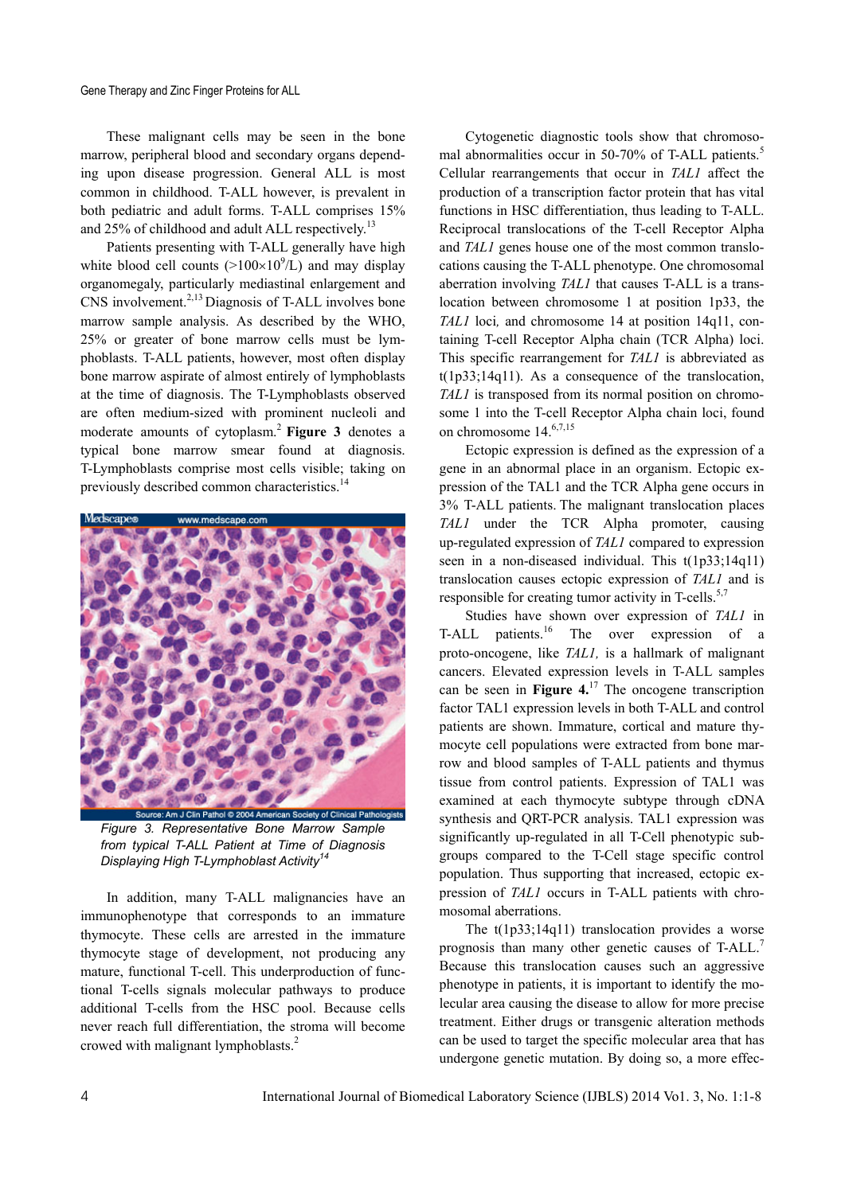These malignant cells may be seen in the bone marrow, peripheral blood and secondary organs depending upon disease progression. General ALL is most common in childhood. T-ALL however, is prevalent in both pediatric and adult forms. T-ALL comprises 15% and 25% of childhood and adult ALL respectively.[13]

Patients presenting with T-ALL generally have high white blood cell counts ($>100\times10^9$/L) and may display organomegaly, particularly mediastinal enlargement and CNS involvement.[2,13] Diagnosis of T-ALL involves bone marrow sample analysis. As described by the WHO, 25% or greater of bone marrow cells must be lymphoblasts. T-ALL patients, however, most often display bone marrow aspirate of almost entirely of lymphoblasts at the time of diagnosis. The T-Lymphoblasts observed are often medium-sized with prominent nucleoli and moderate amounts of cytoplasm.[2] **Figure 3** denotes a typical bone marrow smear found at diagnosis. T-Lymphoblasts comprise most cells visible; taking on previously described common characteristics.[14]

*Figure 3. Representative Bone Marrow Sample from typical T-ALL Patient at Time of Diagnosis Displaying High T-Lymphoblast Activity*[14]

In addition, many T-ALL malignancies have an immunophenotype that corresponds to an immature thymocyte. These cells are arrested in the immature thymocyte stage of development, not producing any mature, functional T-cell. This underproduction of functional T-cells signals molecular pathways to produce additional T-cells from the HSC pool. Because cells never reach full differentiation, the stroma will become crowed with malignant lymphoblasts.[2]

Cytogenetic diagnostic tools show that chromosomal abnormalities occur in 50-70% of T-ALL patients.[5] Cellular rearrangements that occur in *TAL1* affect the production of a transcription factor protein that has vital functions in HSC differentiation, thus leading to T-ALL. Reciprocal translocations of the T-cell Receptor Alpha and *TAL1* genes house one of the most common translocations causing the T-ALL phenotype. One chromosomal aberration involving *TAL1* that causes T-ALL is a translocation between chromosome 1 at position 1p33, the *TAL1* loci, and chromosome 14 at position 14q11, containing T-cell Receptor Alpha chain (TCR Alpha) loci. This specific rearrangement for *TAL1* is abbreviated as t(1p33;14q11). As a consequence of the translocation, *TAL1* is transposed from its normal position on chromosome 1 into the T-cell Receptor Alpha chain loci, found on chromosome 14.[6,7,15]

Ectopic expression is defined as the expression of a gene in an abnormal place in an organism. Ectopic expression of the TAL1 and the TCR Alpha gene occurs in 3% T-ALL patients. The malignant translocation places *TAL1* under the TCR Alpha promoter, causing up-regulated expression of *TAL1* compared to expression seen in a non-diseased individual. This t(1p33;14q11) translocation causes ectopic expression of *TAL1* and is responsible for creating tumor activity in T-cells.[5,7]

Studies have shown over expression of *TAL1* in T-ALL patients.[16] The over expression of a proto-oncogene, like *TAL1,* is a hallmark of malignant cancers. Elevated expression levels in T-ALL samples can be seen in **Figure 4.**[17] The oncogene transcription factor TAL1 expression levels in both T-ALL and control patients are shown. Immature, cortical and mature thymocyte cell populations were extracted from bone marrow and blood samples of T-ALL patients and thymus tissue from control patients. Expression of TAL1 was examined at each thymocyte subtype through cDNA synthesis and QRT-PCR analysis. TAL1 expression was significantly up-regulated in all T-Cell phenotypic subgroups compared to the T-Cell stage specific control population. Thus supporting that increased, ectopic expression of *TAL1* occurs in T-ALL patients with chromosomal aberrations.

The t(1p33;14q11) translocation provides a worse prognosis than many other genetic causes of T-ALL.[7] Because this translocation causes such an aggressive phenotype in patients, it is important to identify the molecular area causing the disease to allow for more precise treatment. Either drugs or transgenic alteration methods can be used to target the specific molecular area that has undergone genetic mutation. By doing so, a more effec-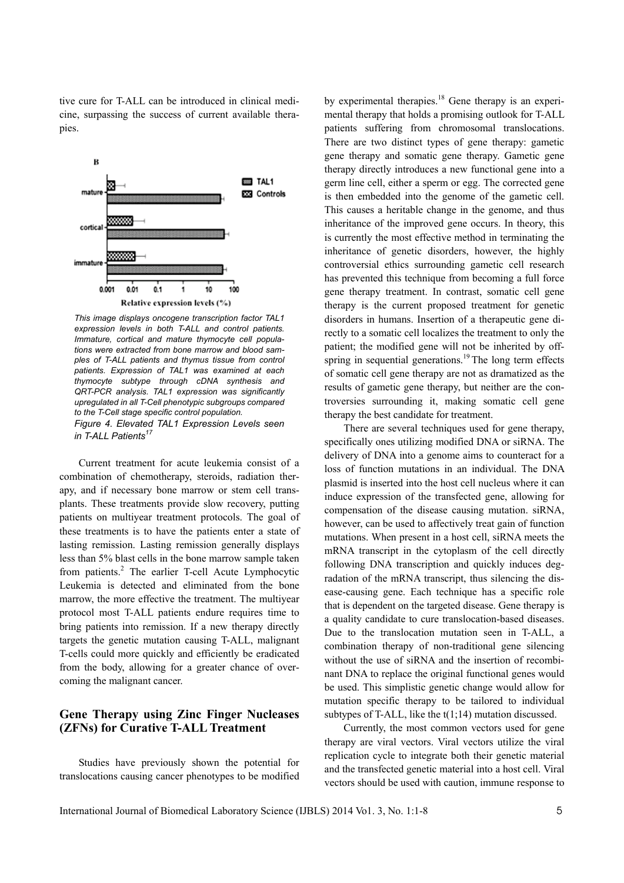tive cure for T-ALL can be introduced in clinical medicine, surpassing the success of current available therapies.

*This image displays oncogene transcription factor TAL1 expression levels in both T-ALL and control patients. Immature, cortical and mature thymocyte cell populations were extracted from bone marrow and blood samples of T-ALL patients and thymus tissue from control patients. Expression of TAL1 was examined at each thymocyte subtype through cDNA synthesis and QRT-PCR analysis. TAL1 expression was significantly upregulated in all T-Cell phenotypic subgroups compared to the T-Cell stage specific control population.*

*Figure 4. Elevated TAL1 Expression Levels seen in T-ALL Patients[17]*

Current treatment for acute leukemia consist of a combination of chemotherapy, steroids, radiation therapy, and if necessary bone marrow or stem cell transplants. These treatments provide slow recovery, putting patients on multiyear treatment protocols. The goal of these treatments is to have the patients enter a state of lasting remission. Lasting remission generally displays less than 5% blast cells in the bone marrow sample taken from patients.[2] The earlier T-cell Acute Lymphocytic Leukemia is detected and eliminated from the bone marrow, the more effective the treatment. The multiyear protocol most T-ALL patients endure requires time to bring patients into remission. If a new therapy directly targets the genetic mutation causing T-ALL, malignant T-cells could more quickly and efficiently be eradicated from the body, allowing for a greater chance of overcoming the malignant cancer.

## Gene Therapy using Zinc Finger Nucleases (ZFNs) for Curative T-ALL Treatment

Studies have previously shown the potential for translocations causing cancer phenotypes to be modified by experimental therapies.[18] Gene therapy is an experimental therapy that holds a promising outlook for T-ALL patients suffering from chromosomal translocations. There are two distinct types of gene therapy: gametic gene therapy and somatic gene therapy. Gametic gene therapy directly introduces a new functional gene into a germ line cell, either a sperm or egg. The corrected gene is then embedded into the genome of the gametic cell. This causes a heritable change in the genome, and thus inheritance of the improved gene occurs. In theory, this is currently the most effective method in terminating the inheritance of genetic disorders, however, the highly controversial ethics surrounding gametic cell research has prevented this technique from becoming a full force gene therapy treatment. In contrast, somatic cell gene therapy is the current proposed treatment for genetic disorders in humans. Insertion of a therapeutic gene directly to a somatic cell localizes the treatment to only the patient; the modified gene will not be inherited by offspring in sequential generations.[19] The long term effects of somatic cell gene therapy are not as dramatized as the results of gametic gene therapy, but neither are the controversies surrounding it, making somatic cell gene therapy the best candidate for treatment.

There are several techniques used for gene therapy, specifically ones utilizing modified DNA or siRNA. The delivery of DNA into a genome aims to counteract for a loss of function mutations in an individual. The DNA plasmid is inserted into the host cell nucleus where it can induce expression of the transfected gene, allowing for compensation of the disease causing mutation. siRNA, however, can be used to affectively treat gain of function mutations. When present in a host cell, siRNA meets the mRNA transcript in the cytoplasm of the cell directly following DNA transcription and quickly induces degradation of the mRNA transcript, thus silencing the disease-causing gene. Each technique has a specific role that is dependent on the targeted disease. Gene therapy is a quality candidate to cure translocation-based diseases. Due to the translocation mutation seen in T-ALL, a combination therapy of non-traditional gene silencing without the use of siRNA and the insertion of recombinant DNA to replace the original functional genes would be used. This simplistic genetic change would allow for mutation specific therapy to be tailored to individual subtypes of T-ALL, like the t(1;14) mutation discussed.

Currently, the most common vectors used for gene therapy are viral vectors. Viral vectors utilize the viral replication cycle to integrate both their genetic material and the transfected genetic material into a host cell. Viral vectors should be used with caution, immune response to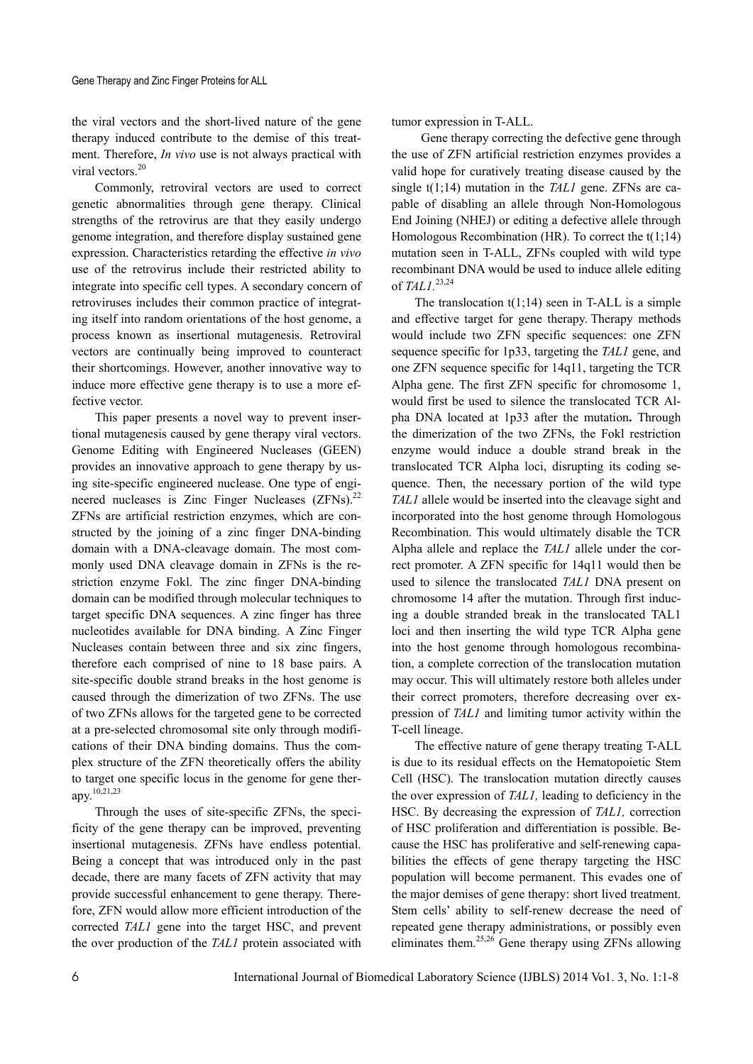the viral vectors and the short-lived nature of the gene therapy induced contribute to the demise of this treatment. Therefore, *In vivo* use is not always practical with viral vectors.[20]

Commonly, retroviral vectors are used to correct genetic abnormalities through gene therapy. Clinical strengths of the retrovirus are that they easily undergo genome integration, and therefore display sustained gene expression. Characteristics retarding the effective *in vivo* use of the retrovirus include their restricted ability to integrate into specific cell types. A secondary concern of retroviruses includes their common practice of integrating itself into random orientations of the host genome, a process known as insertional mutagenesis. Retroviral vectors are continually being improved to counteract their shortcomings. However, another innovative way to induce more effective gene therapy is to use a more effective vector.

This paper presents a novel way to prevent insertional mutagenesis caused by gene therapy viral vectors. Genome Editing with Engineered Nucleases (GEEN) provides an innovative approach to gene therapy by using site-specific engineered nuclease. One type of engineered nucleases is Zinc Finger Nucleases (ZFNs).[22] ZFNs are artificial restriction enzymes, which are constructed by the joining of a zinc finger DNA-binding domain with a DNA-cleavage domain. The most commonly used DNA cleavage domain in ZFNs is the restriction enzyme Fokl. The zinc finger DNA-binding domain can be modified through molecular techniques to target specific DNA sequences. A zinc finger has three nucleotides available for DNA binding. A Zinc Finger Nucleases contain between three and six zinc fingers, therefore each comprised of nine to 18 base pairs. A site-specific double strand breaks in the host genome is caused through the dimerization of two ZFNs. The use of two ZFNs allows for the targeted gene to be corrected at a pre-selected chromosomal site only through modifications of their DNA binding domains. Thus the complex structure of the ZFN theoretically offers the ability to target one specific locus in the genome for gene therapy.[10,21,23]

Through the uses of site-specific ZFNs, the specificity of the gene therapy can be improved, preventing insertional mutagenesis. ZFNs have endless potential. Being a concept that was introduced only in the past decade, there are many facets of ZFN activity that may provide successful enhancement to gene therapy. Therefore, ZFN would allow more efficient introduction of the corrected *TAL1* gene into the target HSC, and prevent the over production of the *TAL1* protein associated with tumor expression in T-ALL.

Gene therapy correcting the defective gene through the use of ZFN artificial restriction enzymes provides a valid hope for curatively treating disease caused by the single t(1;14) mutation in the *TAL1* gene. ZFNs are capable of disabling an allele through Non-Homologous End Joining (NHEJ) or editing a defective allele through Homologous Recombination (HR). To correct the t(1;14) mutation seen in T-ALL, ZFNs coupled with wild type recombinant DNA would be used to induce allele editing of *TAL1*.[23,24]

The translocation t(1;14) seen in T-ALL is a simple and effective target for gene therapy. Therapy methods would include two ZFN specific sequences: one ZFN sequence specific for 1p33, targeting the *TAL1* gene, and one ZFN sequence specific for 14q11, targeting the TCR Alpha gene. The first ZFN specific for chromosome 1, would first be used to silence the translocated TCR Alpha DNA located at 1p33 after the mutation**.** Through the dimerization of the two ZFNs, the Fokl restriction enzyme would induce a double strand break in the translocated TCR Alpha loci, disrupting its coding sequence. Then, the necessary portion of the wild type *TAL1* allele would be inserted into the cleavage sight and incorporated into the host genome through Homologous Recombination. This would ultimately disable the TCR Alpha allele and replace the *TAL1* allele under the correct promoter. A ZFN specific for 14q11 would then be used to silence the translocated *TAL1* DNA present on chromosome 14 after the mutation. Through first inducing a double stranded break in the translocated TAL1 loci and then inserting the wild type TCR Alpha gene into the host genome through homologous recombination, a complete correction of the translocation mutation may occur. This will ultimately restore both alleles under their correct promoters, therefore decreasing over expression of *TAL1* and limiting tumor activity within the T-cell lineage.

The effective nature of gene therapy treating T-ALL is due to its residual effects on the Hematopoietic Stem Cell (HSC). The translocation mutation directly causes the over expression of *TAL1,* leading to deficiency in the HSC. By decreasing the expression of *TAL1,* correction of HSC proliferation and differentiation is possible. Because the HSC has proliferative and self-renewing capabilities the effects of gene therapy targeting the HSC population will become permanent. This evades one of the major demises of gene therapy: short lived treatment. Stem cells' ability to self-renew decrease the need of repeated gene therapy administrations, or possibly even eliminates them.[25,26] Gene therapy using ZFNs allowing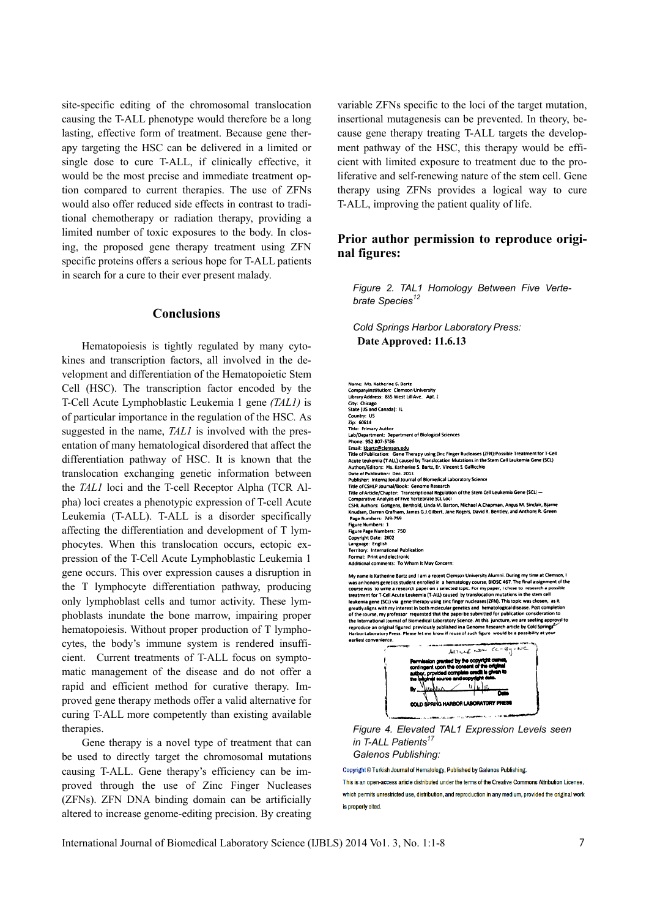site-specific editing of the chromosomal translocation causing the T-ALL phenotype would therefore be a long lasting, effective form of treatment. Because gene therapy targeting the HSC can be delivered in a limited or single dose to cure T-ALL, if clinically effective, it would be the most precise and immediate treatment option compared to current therapies. The use of ZFNs would also offer reduced side effects in contrast to traditional chemotherapy or radiation therapy, providing a limited number of toxic exposures to the body. In closing, the proposed gene therapy treatment using ZFN specific proteins offers a serious hope for T-ALL patients in search for a cure to their ever present malady.

## Conclusions

Hematopoiesis is tightly regulated by many cytokines and transcription factors, all involved in the development and differentiation of the Hematopoietic Stem Cell (HSC). The transcription factor encoded by the T-Cell Acute Lymphoblastic Leukemia 1 gene *(TAL1)* is of particular importance in the regulation of the HSC. As suggested in the name, *TAL1* is involved with the presentation of many hematological disordered that affect the differentiation pathway of HSC. It is known that the translocation exchanging genetic information between the *TAL1* loci and the T-cell Receptor Alpha (TCR Alpha) loci creates a phenotypic expression of T-cell Acute Leukemia (T-ALL). T-ALL is a disorder specifically affecting the differentiation and development of T lymphocytes. When this translocation occurs, ectopic expression of the T-Cell Acute Lymphoblastic Leukemia 1 gene occurs. This over expression causes a disruption in the T lymphocyte differentiation pathway, producing only lymphoblast cells and tumor activity. These lymphoblasts inundate the bone marrow, impairing proper hematopoiesis. Without proper production of T lymphocytes, the body's immune system is rendered insufficient. Current treatments of T-ALL focus on symptomatic management of the disease and do not offer a rapid and efficient method for curative therapy. Improved gene therapy methods offer a valid alternative for curing T-ALL more competently than existing available therapies.

Gene therapy is a novel type of treatment that can be used to directly target the chromosomal mutations causing T-ALL. Gene therapy's efficiency can be improved through the use of Zinc Finger Nucleases (ZFNs). ZFN DNA binding domain can be artificially altered to increase genome-editing precision. By creating variable ZFNs specific to the loci of the target mutation, insertional mutagenesis can be prevented. In theory, because gene therapy treating T-ALL targets the development pathway of the HSC, this therapy would be efficient with limited exposure to treatment due to the proliferative and self-renewing nature of the stem cell. Gene therapy using ZFNs provides a logical way to cure T-ALL, improving the patient quality of life.

## Prior author permission to reproduce original figures:

*Figure 2. TAL1 Homology Between Five Vertebrate Species*[12]

*Cold Springs Harbor Laboratory Press:*
**Date Approved: 11.6.13**

Name: Ms. Katherine S. Bartz
Company/Institution: Clemson University
Library Address: 865 West Lill Ave. Apt. 2
City: Chicago
State (US and Canada): IL
Country: US
Zip: 60614
Title: Primary Author
Lab/Department: Department of Biological Sciences
Phone: 952 807-5786
Email: kbartz@clemson.edu
Title of Publication: Gene Therapy using Zinc Finger Nucleases (ZFN): Possible Treatment for T-Cell Acute Leukemia (T-ALL) caused by Translocation Mutations in the Stem Cell Leukemia Gene (SCL)
Authors/Editors: Ms. Katherine S. Bartz, Dr. Vincent S. Gallicchio
Date of Publication: Dec. 2013
Publisher: International Journal of Biomedical Laboratory Science
Title of CSHLP Journal/Book: Genome Research
Title of Article/Chapter: Transcriptional Regulation of the Stem Cell Leukemia Gene (SCL) — Comparative Analysis of Five Vertebrate SCL Loci
CSHL Authors: Gottgens, Berthold, Linda M. Barton, Michael A.Chapman, Angus M. Sinclair, Bjarne Knudsen, Darren Grafham, James G.J.Gilbert, Jane Rogers, David R. Bentley, and Anthony R. Green
Page Numbers: 749-759
Figure Numbers: 1
Figure Page Numbers: 750
Copyright Date: 2002
Language: English
Territory: International Publication
Format: Print and electronic
Additional comments: To Whom It May Concern:

My name is Katherine Bartz and I am a recent Clemson University Alumni. During my time at Clemson, I was an honors genetics student enrolled in a hematology course, BIOSC 467. The final assignment of the course was to write a research paper on a selected topic. For my paper, I chose to research a possible treatment for T-Cell Acute Leukemia (T-ALL) caused by translocation mutations in the stem cell leukemia gene (SCL) via gene therapy using zinc finger nucleases (ZFN). This topic was chosen, as it greatly aligns with my interest in both molecular genetics and hematological disease. Post completion of the course, my professor requested that the paper be submitted for publication consideration to the International Journal of Biomedical Laboratory Science. At this juncture, we are seeking approval to reproduce an original figured previously published in a Genome Research article by Cold Springs Harbor Laboratory Press. Please let me know if reuse of such figure would be a possibility at your earliest convenience.

Permission granted by the copyright owner, contingent upon the consent of the original author, provided complete credit is given to the original source and copyright date.
By ________ 11/6/13 Date
COLD SPRING HARBOR LABORATORY PRESS

*Figure 4. Elevated TAL1 Expression Levels seen in T-ALL Patients*[17]
*Galenos Publishing:*

Copyright © Turkish Journal of Hematology, Published by Galenos Publishing.
This is an open-access article distributed under the terms of the Creative Commons Attribution License, which permits unrestricted use, distribution, and reproduction in any medium, provided the original work is properly cited.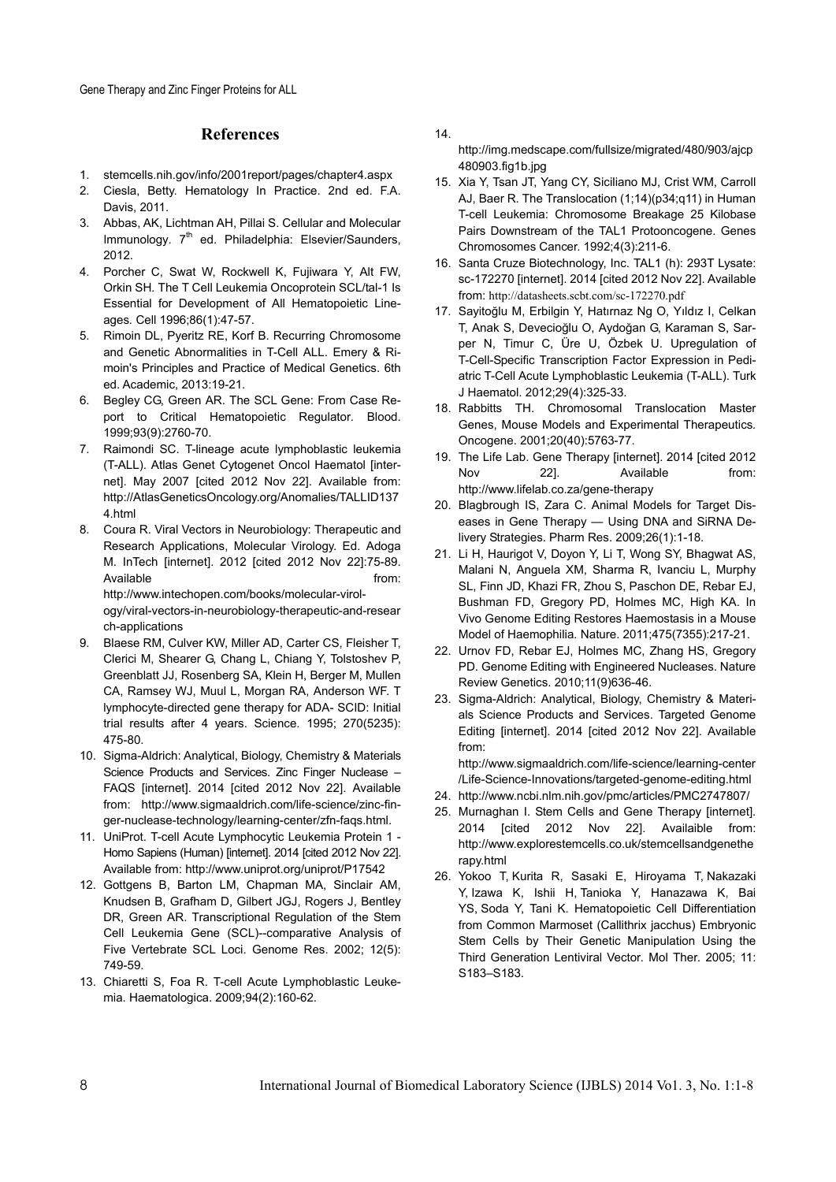## References

1. stemcells.nih.gov/info/2001report/pages/chapter4.aspx
2. Ciesla, Betty. Hematology In Practice. 2nd ed. F.A. Davis, 2011.
3. Abbas, AK, Lichtman AH, Pillai S. Cellular and Molecular Immunology. 7th ed. Philadelphia: Elsevier/Saunders, 2012.
4. Porcher C, Swat W, Rockwell K, Fujiwara Y, Alt FW, Orkin SH. The T Cell Leukemia Oncoprotein SCL/tal-1 Is Essential for Development of All Hematopoietic Lineages. Cell 1996;86(1):47-57.
5. Rimoin DL, Pyeritz RE, Korf B. Recurring Chromosome and Genetic Abnormalities in T-Cell ALL. Emery & Rimoin's Principles and Practice of Medical Genetics. 6th ed. Academic, 2013:19-21.
6. Begley CG, Green AR. The SCL Gene: From Case Report to Critical Hematopoietic Regulator. Blood. 1999;93(9):2760-70.
7. Raimondi SC. T-lineage acute lymphoblastic leukemia (T-ALL). Atlas Genet Cytogenet Oncol Haematol [internet]. May 2007 [cited 2012 Nov 22]. Available from: http://AtlasGeneticsOncology.org/Anomalies/TALLID1374.html
8. Coura R. Viral Vectors in Neurobiology: Therapeutic and Research Applications, Molecular Virology. Ed. Adoga M. InTech [internet]. 2012 [cited 2012 Nov 22]:75-89. Available from: http://www.intechopen.com/books/molecular-virology/viral-vectors-in-neurobiology-therapeutic-and-research-applications
9. Blaese RM, Culver KW, Miller AD, Carter CS, Fleisher T, Clerici M, Shearer G, Chang L, Chiang Y, Tolstoshev P, Greenblatt JJ, Rosenberg SA, Klein H, Berger M, Mullen CA, Ramsey WJ, Muul L, Morgan RA, Anderson WF. T lymphocyte-directed gene therapy for ADA- SCID: Initial trial results after 4 years. Science. 1995; 270(5235): 475-80.
10. Sigma-Aldrich: Analytical, Biology, Chemistry & Materials Science Products and Services. Zinc Finger Nuclease – FAQS [internet]. 2014 [cited 2012 Nov 22]. Available from: http://www.sigmaaldrich.com/life-science/zinc-finger-nuclease-technology/learning-center/zfn-faqs.html.
11. UniProt. T-cell Acute Lymphocytic Leukemia Protein 1 - Homo Sapiens (Human) [internet]. 2014 [cited 2012 Nov 22]. Available from: http://www.uniprot.org/uniprot/P17542
12. Gottgens B, Barton LM, Chapman MA, Sinclair AM, Knudsen B, Grafham D, Gilbert JGJ, Rogers J, Bentley DR, Green AR. Transcriptional Regulation of the Stem Cell Leukemia Gene (SCL)--comparative Analysis of Five Vertebrate SCL Loci. Genome Res. 2002; 12(5): 749-59.
13. Chiaretti S, Foa R. T-cell Acute Lymphoblastic Leukemia. Haematologica. 2009;94(2):160-62.
14. http://img.medscape.com/fullsize/migrated/480/903/ajcp480903.fig1b.jpg
15. Xia Y, Tsan JT, Yang CY, Siciliano MJ, Crist WM, Carroll AJ, Baer R. The Translocation (1;14)(p34;q11) in Human T-cell Leukemia: Chromosome Breakage 25 Kilobase Pairs Downstream of the TAL1 Protooncogene. Genes Chromosomes Cancer. 1992;4(3):211-6.
16. Santa Cruze Biotechnology, Inc. TAL1 (h): 293T Lysate: sc-172270 [internet]. 2014 [cited 2012 Nov 22]. Available from: http://datasheets.scbt.com/sc-172270.pdf
17. Sayitoğlu M, Erbilgin Y, Hatırnaz Ng O, Yıldız I, Celkan T, Anak S, Devecioğlu O, Aydoğan G, Karaman S, Sarper N, Timur C, Üre U, Özbek U. Upregulation of T-Cell-Specific Transcription Factor Expression in Pediatric T-Cell Acute Lymphoblastic Leukemia (T-ALL). Turk J Haematol. 2012;29(4):325-33.
18. Rabbitts TH. Chromosomal Translocation Master Genes, Mouse Models and Experimental Therapeutics. Oncogene. 2001;20(40):5763-77.
19. The Life Lab. Gene Therapy [internet]. 2014 [cited 2012 Nov 22]. Available from: http://www.lifelab.co.za/gene-therapy
20. Blagbrough IS, Zara C. Animal Models for Target Diseases in Gene Therapy — Using DNA and SiRNA Delivery Strategies. Pharm Res. 2009;26(1):1-18.
21. Li H, Haurigot V, Doyon Y, Li T, Wong SY, Bhagwat AS, Malani N, Anguela XM, Sharma R, Ivanciu L, Murphy SL, Finn JD, Khazi FR, Zhou S, Paschon DE, Rebar EJ, Bushman FD, Gregory PD, Holmes MC, High KA. In Vivo Genome Editing Restores Haemostasis in a Mouse Model of Haemophilia. Nature. 2011;475(7355):217-21.
22. Urnov FD, Rebar EJ, Holmes MC, Zhang HS, Gregory PD. Genome Editing with Engineered Nucleases. Nature Review Genetics. 2010;11(9)636-46.
23. Sigma-Aldrich: Analytical, Biology, Chemistry & Materials Science Products and Services. Targeted Genome Editing [internet]. 2014 [cited 2012 Nov 22]. Available from: http://www.sigmaaldrich.com/life-science/learning-center/Life-Science-Innovations/targeted-genome-editing.html
24. http://www.ncbi.nlm.nih.gov/pmc/articles/PMC2747807/
25. Murnaghan I. Stem Cells and Gene Therapy [internet]. 2014 [cited 2012 Nov 22]. Availaible from: http://www.explorestemcells.co.uk/stemcellsandgenetherapy.html
26. Yokoo T, Kurita R, Sasaki E, Hiroyama T, Nakazaki Y, Izawa K, Ishii H, Tanioka Y, Hanazawa K, Bai YS, Soda Y, Tani K. Hematopoietic Cell Differentiation from Common Marmoset (Callithrix jacchus) Embryonic Stem Cells by Their Genetic Manipulation Using the Third Generation Lentiviral Vector. Mol Ther. 2005; 11: S183–S183.